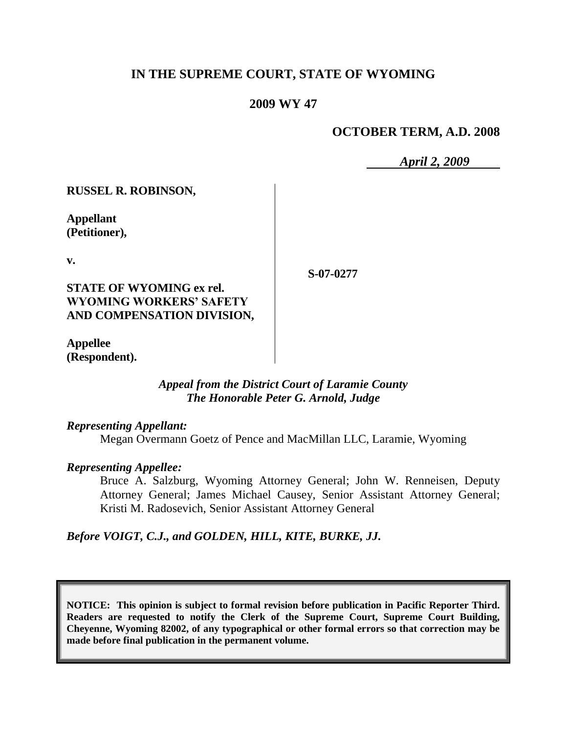# IN THE SUPREME COURT, STATE OF WYOMING

## 2009 WY 47

**OCTOBER TERM, A.D. 2008**

*April 2, 2009*

**RUSSEL R. ROBINSON,**

**Appellant (Petitioner),**

**v.**

**STATE OF WYOMING ex rel. WYOMING WORKERS' SAFETY AND COMPENSATION DIVISION,**

**Appellee (Respondent).**

**S-07-0277**

*Appeal from the District Court of Laramie County*
*The Honorable Peter G. Arnold, Judge*

*Representing Appellant:*

Megan Overmann Goetz of Pence and MacMillan LLC, Laramie, Wyoming

*Representing Appellee:*

Bruce A. Salzburg, Wyoming Attorney General; John W. Renneisen, Deputy Attorney General; James Michael Causey, Senior Assistant Attorney General; Kristi M. Radosevich, Senior Assistant Attorney General

*Before VOIGT, C.J., and GOLDEN, HILL, KITE, BURKE, JJ.*

**NOTICE: This opinion is subject to formal revision before publication in Pacific Reporter Third. Readers are requested to notify the Clerk of the Supreme Court, Supreme Court Building, Cheyenne, Wyoming 82002, of any typographical or other formal errors so that correction may be made before final publication in the permanent volume.**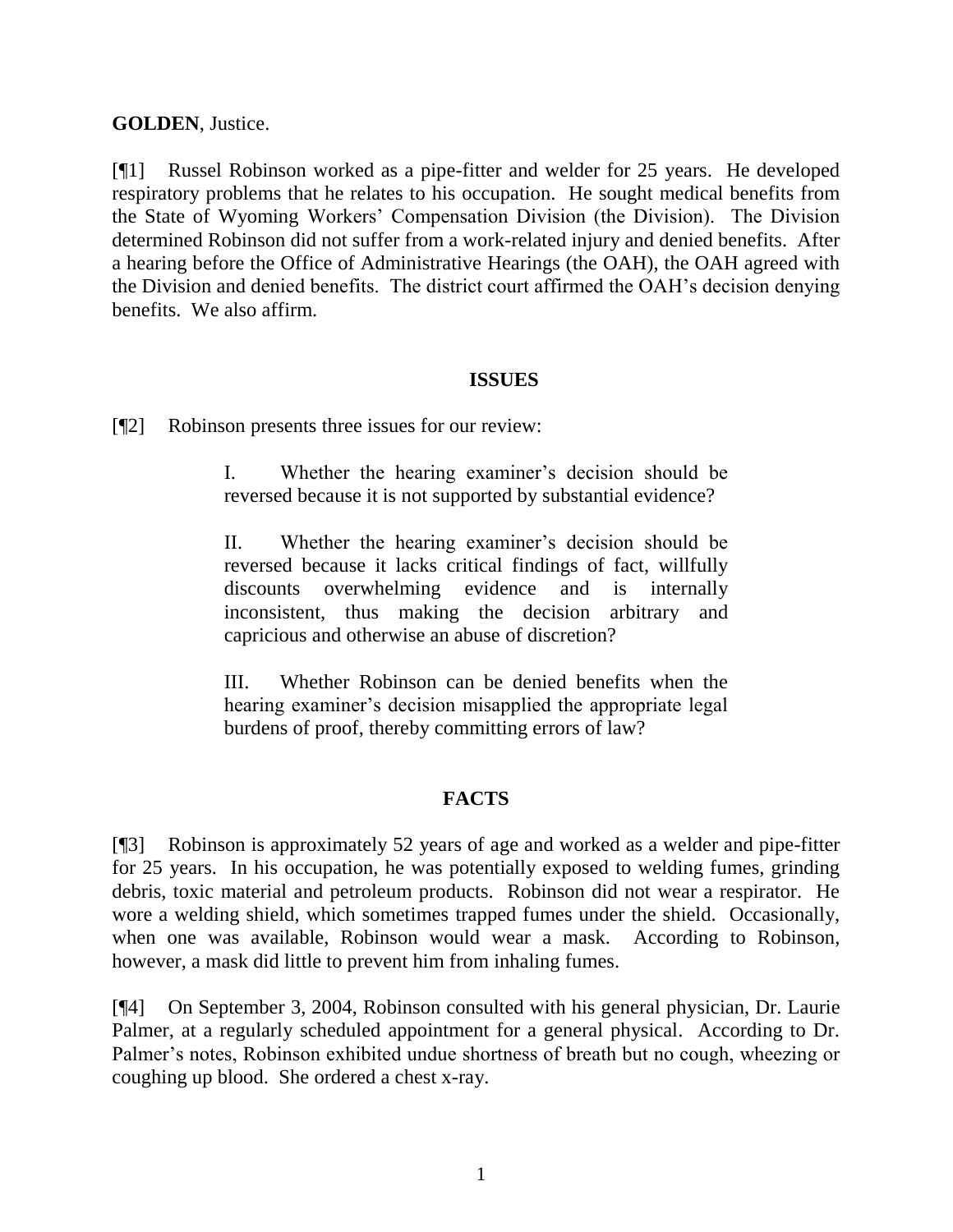**GOLDEN**, Justice.

[¶1] Russel Robinson worked as a pipe-fitter and welder for 25 years. He developed respiratory problems that he relates to his occupation. He sought medical benefits from the State of Wyoming Workers' Compensation Division (the Division). The Division determined Robinson did not suffer from a work-related injury and denied benefits. After a hearing before the Office of Administrative Hearings (the OAH), the OAH agreed with the Division and denied benefits. The district court affirmed the OAH's decision denying benefits. We also affirm.

## ISSUES

[¶2] Robinson presents three issues for our review:

> I. Whether the hearing examiner's decision should be reversed because it is not supported by substantial evidence?
>
> II. Whether the hearing examiner's decision should be reversed because it lacks critical findings of fact, willfully discounts overwhelming evidence and is internally inconsistent, thus making the decision arbitrary and capricious and otherwise an abuse of discretion?
>
> III. Whether Robinson can be denied benefits when the hearing examiner's decision misapplied the appropriate legal burdens of proof, thereby committing errors of law?

## FACTS

[¶3] Robinson is approximately 52 years of age and worked as a welder and pipe-fitter for 25 years. In his occupation, he was potentially exposed to welding fumes, grinding debris, toxic material and petroleum products. Robinson did not wear a respirator. He wore a welding shield, which sometimes trapped fumes under the shield. Occasionally, when one was available, Robinson would wear a mask. According to Robinson, however, a mask did little to prevent him from inhaling fumes.

[¶4] On September 3, 2004, Robinson consulted with his general physician, Dr. Laurie Palmer, at a regularly scheduled appointment for a general physical. According to Dr. Palmer's notes, Robinson exhibited undue shortness of breath but no cough, wheezing or coughing up blood. She ordered a chest x-ray.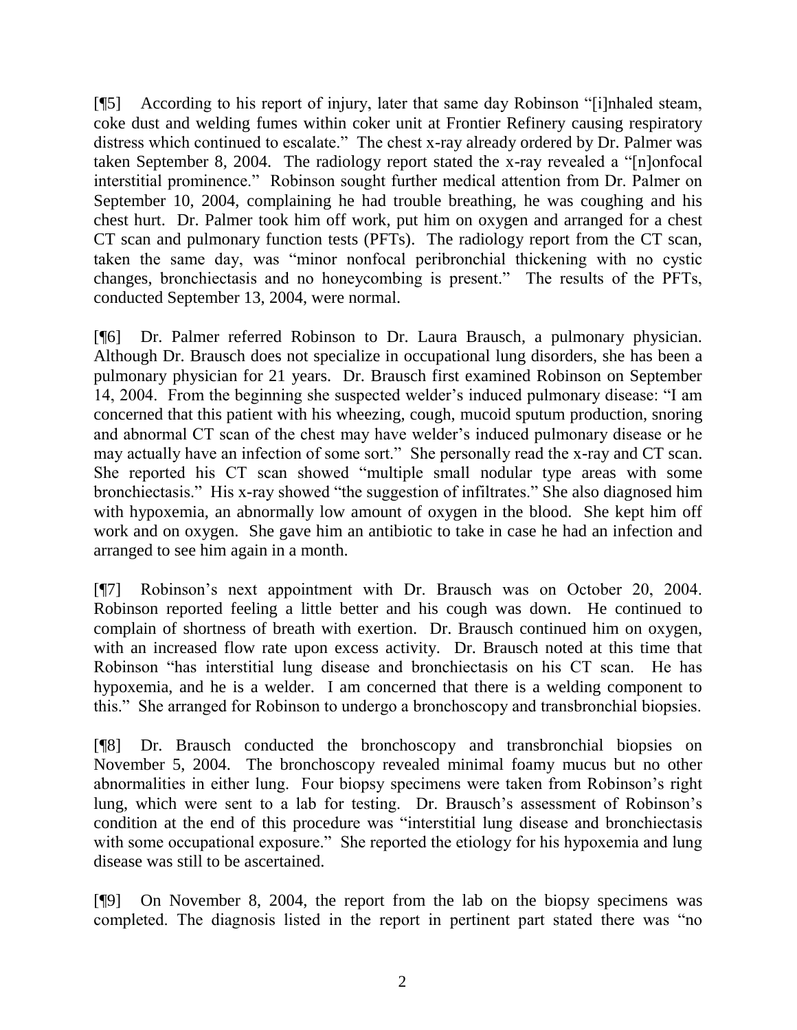[¶5] According to his report of injury, later that same day Robinson "[i]nhaled steam, coke dust and welding fumes within coker unit at Frontier Refinery causing respiratory distress which continued to escalate." The chest x-ray already ordered by Dr. Palmer was taken September 8, 2004. The radiology report stated the x-ray revealed a "[n]onfocal interstitial prominence." Robinson sought further medical attention from Dr. Palmer on September 10, 2004, complaining he had trouble breathing, he was coughing and his chest hurt. Dr. Palmer took him off work, put him on oxygen and arranged for a chest CT scan and pulmonary function tests (PFTs). The radiology report from the CT scan, taken the same day, was "minor nonfocal peribronchial thickening with no cystic changes, bronchiectasis and no honeycombing is present." The results of the PFTs, conducted September 13, 2004, were normal.

[¶6] Dr. Palmer referred Robinson to Dr. Laura Brausch, a pulmonary physician. Although Dr. Brausch does not specialize in occupational lung disorders, she has been a pulmonary physician for 21 years. Dr. Brausch first examined Robinson on September 14, 2004. From the beginning she suspected welder's induced pulmonary disease: "I am concerned that this patient with his wheezing, cough, mucoid sputum production, snoring and abnormal CT scan of the chest may have welder's induced pulmonary disease or he may actually have an infection of some sort." She personally read the x-ray and CT scan. She reported his CT scan showed "multiple small nodular type areas with some bronchiectasis." His x-ray showed "the suggestion of infiltrates." She also diagnosed him with hypoxemia, an abnormally low amount of oxygen in the blood. She kept him off work and on oxygen. She gave him an antibiotic to take in case he had an infection and arranged to see him again in a month.

[¶7] Robinson's next appointment with Dr. Brausch was on October 20, 2004. Robinson reported feeling a little better and his cough was down. He continued to complain of shortness of breath with exertion. Dr. Brausch continued him on oxygen, with an increased flow rate upon excess activity. Dr. Brausch noted at this time that Robinson "has interstitial lung disease and bronchiectasis on his CT scan. He has hypoxemia, and he is a welder. I am concerned that there is a welding component to this." She arranged for Robinson to undergo a bronchoscopy and transbronchial biopsies.

[¶8] Dr. Brausch conducted the bronchoscopy and transbronchial biopsies on November 5, 2004. The bronchoscopy revealed minimal foamy mucus but no other abnormalities in either lung. Four biopsy specimens were taken from Robinson's right lung, which were sent to a lab for testing. Dr. Brausch's assessment of Robinson's condition at the end of this procedure was "interstitial lung disease and bronchiectasis with some occupational exposure." She reported the etiology for his hypoxemia and lung disease was still to be ascertained.

[¶9] On November 8, 2004, the report from the lab on the biopsy specimens was completed. The diagnosis listed in the report in pertinent part stated there was "no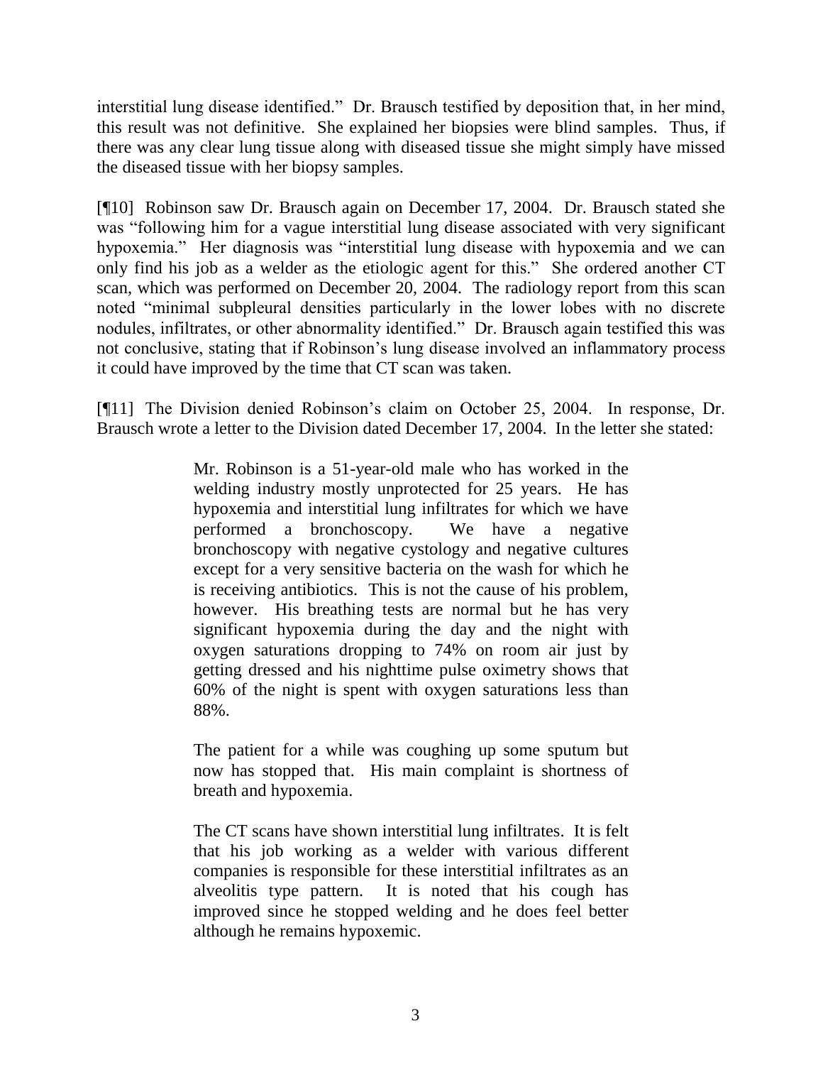interstitial lung disease identified." Dr. Brausch testified by deposition that, in her mind, this result was not definitive. She explained her biopsies were blind samples. Thus, if there was any clear lung tissue along with diseased tissue she might simply have missed the diseased tissue with her biopsy samples.

[¶10] Robinson saw Dr. Brausch again on December 17, 2004. Dr. Brausch stated she was "following him for a vague interstitial lung disease associated with very significant hypoxemia." Her diagnosis was "interstitial lung disease with hypoxemia and we can only find his job as a welder as the etiologic agent for this." She ordered another CT scan, which was performed on December 20, 2004. The radiology report from this scan noted "minimal subpleural densities particularly in the lower lobes with no discrete nodules, infiltrates, or other abnormality identified." Dr. Brausch again testified this was not conclusive, stating that if Robinson's lung disease involved an inflammatory process it could have improved by the time that CT scan was taken.

[¶11] The Division denied Robinson's claim on October 25, 2004. In response, Dr. Brausch wrote a letter to the Division dated December 17, 2004. In the letter she stated:

> Mr. Robinson is a 51-year-old male who has worked in the welding industry mostly unprotected for 25 years. He has hypoxemia and interstitial lung infiltrates for which we have performed a bronchoscopy. We have a negative bronchoscopy with negative cystology and negative cultures except for a very sensitive bacteria on the wash for which he is receiving antibiotics. This is not the cause of his problem, however. His breathing tests are normal but he has very significant hypoxemia during the day and the night with oxygen saturations dropping to 74% on room air just by getting dressed and his nighttime pulse oximetry shows that 60% of the night is spent with oxygen saturations less than 88%.
>
> The patient for a while was coughing up some sputum but now has stopped that. His main complaint is shortness of breath and hypoxemia.
>
> The CT scans have shown interstitial lung infiltrates. It is felt that his job working as a welder with various different companies is responsible for these interstitial infiltrates as an alveolitis type pattern. It is noted that his cough has improved since he stopped welding and he does feel better although he remains hypoxemic.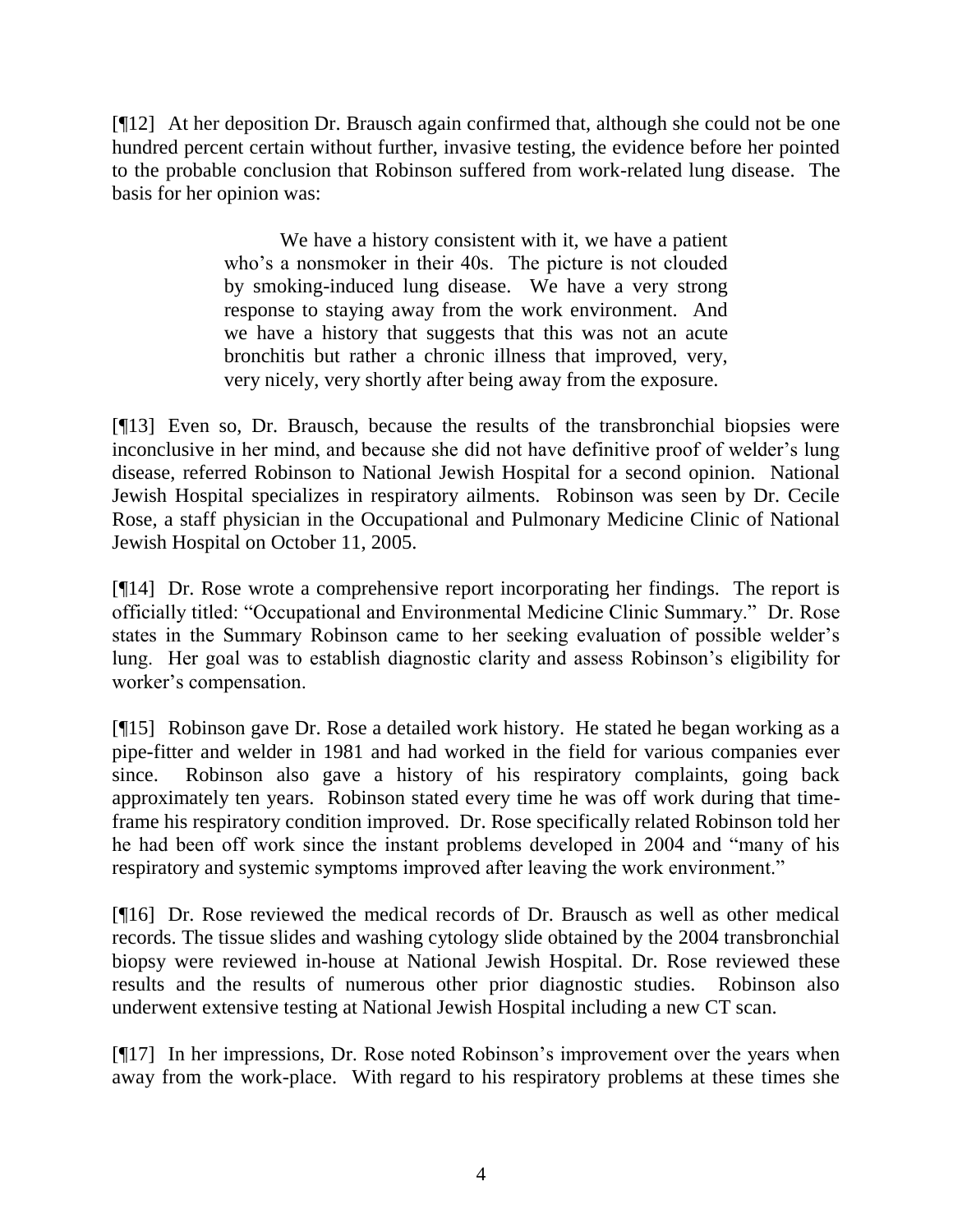[¶12] At her deposition Dr. Brausch again confirmed that, although she could not be one hundred percent certain without further, invasive testing, the evidence before her pointed to the probable conclusion that Robinson suffered from work-related lung disease. The basis for her opinion was:

> We have a history consistent with it, we have a patient who's a nonsmoker in their 40s. The picture is not clouded by smoking-induced lung disease. We have a very strong response to staying away from the work environment. And we have a history that suggests that this was not an acute bronchitis but rather a chronic illness that improved, very, very nicely, very shortly after being away from the exposure.

[¶13] Even so, Dr. Brausch, because the results of the transbronchial biopsies were inconclusive in her mind, and because she did not have definitive proof of welder's lung disease, referred Robinson to National Jewish Hospital for a second opinion. National Jewish Hospital specializes in respiratory ailments. Robinson was seen by Dr. Cecile Rose, a staff physician in the Occupational and Pulmonary Medicine Clinic of National Jewish Hospital on October 11, 2005.

[¶14] Dr. Rose wrote a comprehensive report incorporating her findings. The report is officially titled: "Occupational and Environmental Medicine Clinic Summary." Dr. Rose states in the Summary Robinson came to her seeking evaluation of possible welder's lung. Her goal was to establish diagnostic clarity and assess Robinson's eligibility for worker's compensation.

[¶15] Robinson gave Dr. Rose a detailed work history. He stated he began working as a pipe-fitter and welder in 1981 and had worked in the field for various companies ever since. Robinson also gave a history of his respiratory complaints, going back approximately ten years. Robinson stated every time he was off work during that time-frame his respiratory condition improved. Dr. Rose specifically related Robinson told her he had been off work since the instant problems developed in 2004 and "many of his respiratory and systemic symptoms improved after leaving the work environment."

[¶16] Dr. Rose reviewed the medical records of Dr. Brausch as well as other medical records. The tissue slides and washing cytology slide obtained by the 2004 transbronchial biopsy were reviewed in-house at National Jewish Hospital. Dr. Rose reviewed these results and the results of numerous other prior diagnostic studies. Robinson also underwent extensive testing at National Jewish Hospital including a new CT scan.

[¶17] In her impressions, Dr. Rose noted Robinson's improvement over the years when away from the work-place. With regard to his respiratory problems at these times she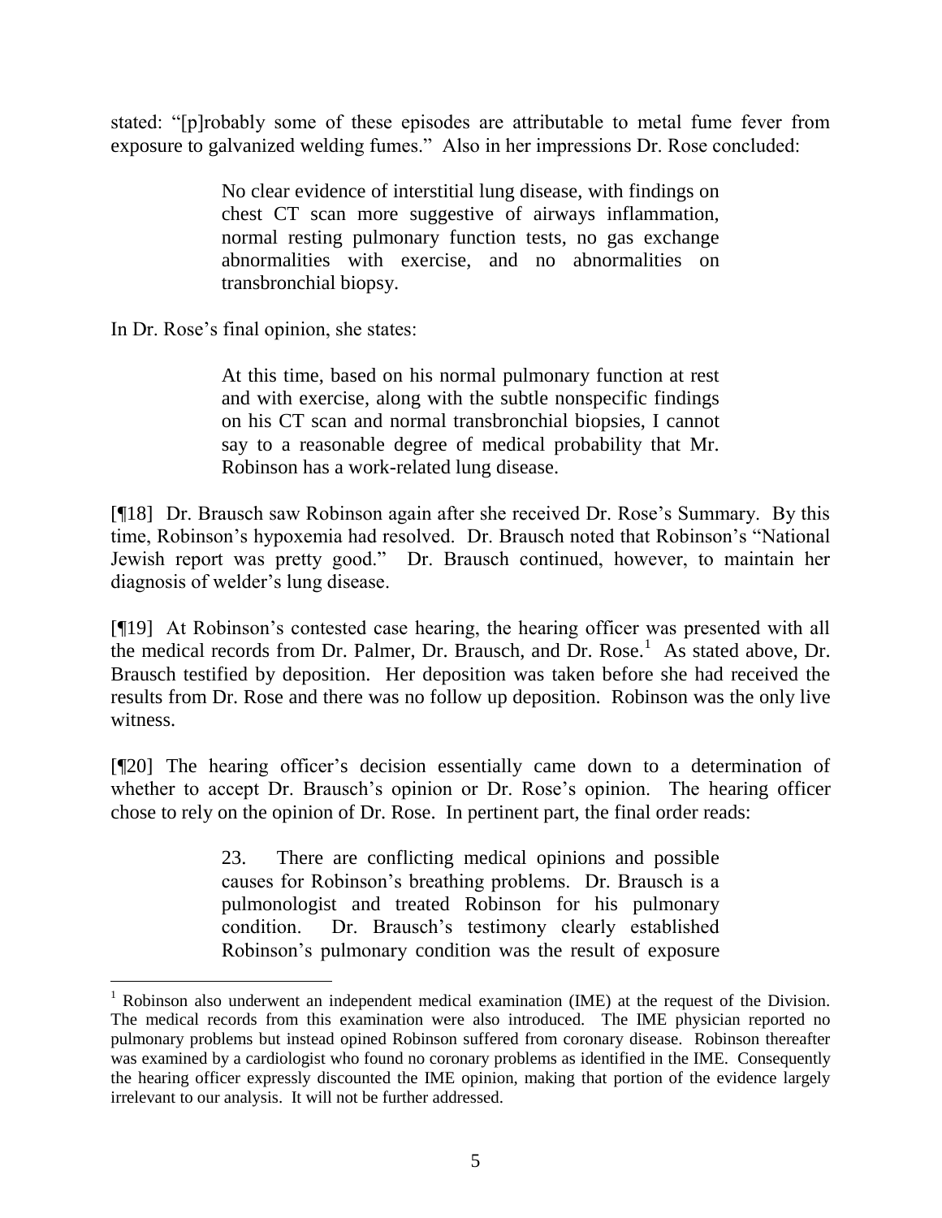stated: "[p]robably some of these episodes are attributable to metal fume fever from exposure to galvanized welding fumes." Also in her impressions Dr. Rose concluded:

> No clear evidence of interstitial lung disease, with findings on chest CT scan more suggestive of airways inflammation, normal resting pulmonary function tests, no gas exchange abnormalities with exercise, and no abnormalities on transbronchial biopsy.

In Dr. Rose's final opinion, she states:

> At this time, based on his normal pulmonary function at rest and with exercise, along with the subtle nonspecific findings on his CT scan and normal transbronchial biopsies, I cannot say to a reasonable degree of medical probability that Mr. Robinson has a work-related lung disease.

[¶18] Dr. Brausch saw Robinson again after she received Dr. Rose's Summary. By this time, Robinson's hypoxemia had resolved. Dr. Brausch noted that Robinson's "National Jewish report was pretty good." Dr. Brausch continued, however, to maintain her diagnosis of welder's lung disease.

[¶19] At Robinson's contested case hearing, the hearing officer was presented with all the medical records from Dr. Palmer, Dr. Brausch, and Dr. Rose.[1] As stated above, Dr. Brausch testified by deposition. Her deposition was taken before she had received the results from Dr. Rose and there was no follow up deposition. Robinson was the only live witness.

[¶20] The hearing officer's decision essentially came down to a determination of whether to accept Dr. Brausch's opinion or Dr. Rose's opinion. The hearing officer chose to rely on the opinion of Dr. Rose. In pertinent part, the final order reads:

> 23. There are conflicting medical opinions and possible causes for Robinson's breathing problems. Dr. Brausch is a pulmonologist and treated Robinson for his pulmonary condition. Dr. Brausch's testimony clearly established Robinson's pulmonary condition was the result of exposure

[1] Robinson also underwent an independent medical examination (IME) at the request of the Division. The medical records from this examination were also introduced. The IME physician reported no pulmonary problems but instead opined Robinson suffered from coronary disease. Robinson thereafter was examined by a cardiologist who found no coronary problems as identified in the IME. Consequently the hearing officer expressly discounted the IME opinion, making that portion of the evidence largely irrelevant to our analysis. It will not be further addressed.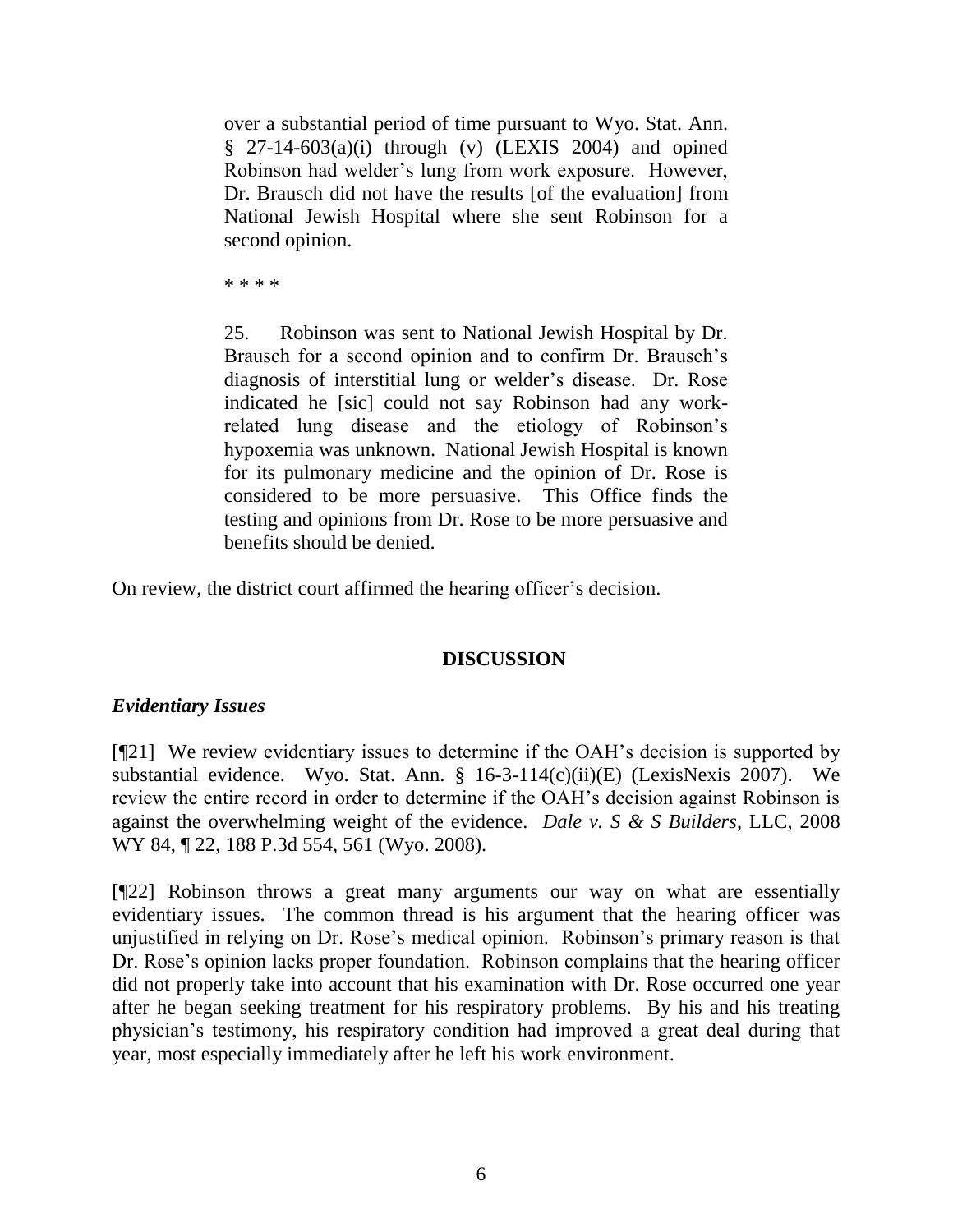> over a substantial period of time pursuant to Wyo. Stat. Ann. § 27-14-603(a)(i) through (v) (LEXIS 2004) and opined Robinson had welder's lung from work exposure. However, Dr. Brausch did not have the results [of the evaluation] from National Jewish Hospital where she sent Robinson for a second opinion.
>
> \* \* \* \*
>
> 25. Robinson was sent to National Jewish Hospital by Dr. Brausch for a second opinion and to confirm Dr. Brausch's diagnosis of interstitial lung or welder's disease. Dr. Rose indicated he [sic] could not say Robinson had any work-related lung disease and the etiology of Robinson's hypoxemia was unknown. National Jewish Hospital is known for its pulmonary medicine and the opinion of Dr. Rose is considered to be more persuasive. This Office finds the testing and opinions from Dr. Rose to be more persuasive and benefits should be denied.

On review, the district court affirmed the hearing officer's decision.

## DISCUSSION

### *Evidentiary Issues*

[¶21] We review evidentiary issues to determine if the OAH's decision is supported by substantial evidence. Wyo. Stat. Ann. § 16-3-114(c)(ii)(E) (LexisNexis 2007). We review the entire record in order to determine if the OAH's decision against Robinson is against the overwhelming weight of the evidence. *Dale v. S & S Builders*, LLC, 2008 WY 84, ¶ 22, 188 P.3d 554, 561 (Wyo. 2008).

[¶22] Robinson throws a great many arguments our way on what are essentially evidentiary issues. The common thread is his argument that the hearing officer was unjustified in relying on Dr. Rose's medical opinion. Robinson's primary reason is that Dr. Rose's opinion lacks proper foundation. Robinson complains that the hearing officer did not properly take into account that his examination with Dr. Rose occurred one year after he began seeking treatment for his respiratory problems. By his and his treating physician's testimony, his respiratory condition had improved a great deal during that year, most especially immediately after he left his work environment.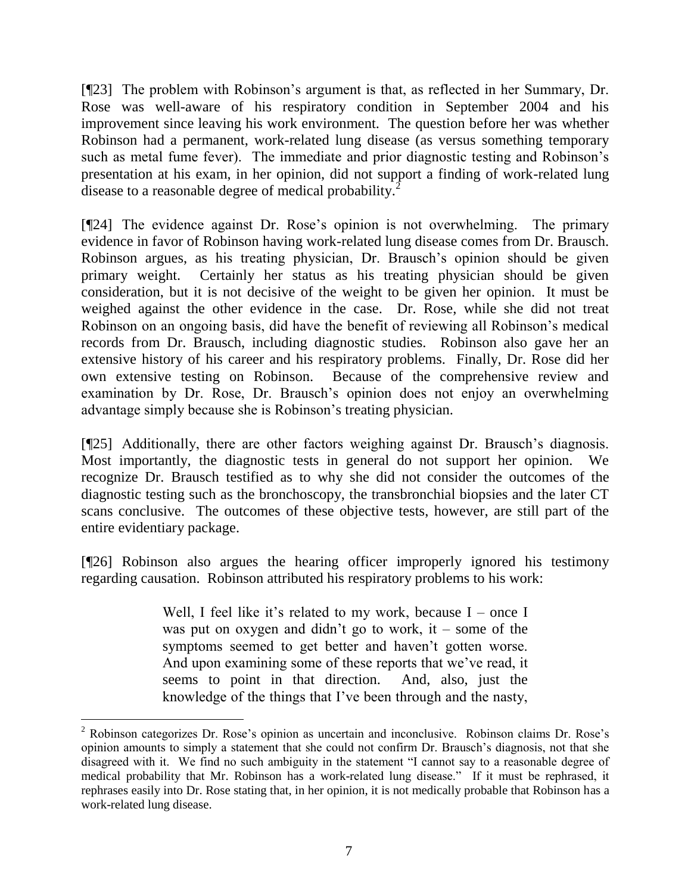[¶23] The problem with Robinson's argument is that, as reflected in her Summary, Dr. Rose was well-aware of his respiratory condition in September 2004 and his improvement since leaving his work environment. The question before her was whether Robinson had a permanent, work-related lung disease (as versus something temporary such as metal fume fever). The immediate and prior diagnostic testing and Robinson's presentation at his exam, in her opinion, did not support a finding of work-related lung disease to a reasonable degree of medical probability.[2]

[¶24] The evidence against Dr. Rose's opinion is not overwhelming. The primary evidence in favor of Robinson having work-related lung disease comes from Dr. Brausch. Robinson argues, as his treating physician, Dr. Brausch's opinion should be given primary weight. Certainly her status as his treating physician should be given consideration, but it is not decisive of the weight to be given her opinion. It must be weighed against the other evidence in the case. Dr. Rose, while she did not treat Robinson on an ongoing basis, did have the benefit of reviewing all Robinson's medical records from Dr. Brausch, including diagnostic studies. Robinson also gave her an extensive history of his career and his respiratory problems. Finally, Dr. Rose did her own extensive testing on Robinson. Because of the comprehensive review and examination by Dr. Rose, Dr. Brausch's opinion does not enjoy an overwhelming advantage simply because she is Robinson's treating physician.

[¶25] Additionally, there are other factors weighing against Dr. Brausch's diagnosis. Most importantly, the diagnostic tests in general do not support her opinion. We recognize Dr. Brausch testified as to why she did not consider the outcomes of the diagnostic testing such as the bronchoscopy, the transbronchial biopsies and the later CT scans conclusive. The outcomes of these objective tests, however, are still part of the entire evidentiary package.

[¶26] Robinson also argues the hearing officer improperly ignored his testimony regarding causation. Robinson attributed his respiratory problems to his work:

> Well, I feel like it's related to my work, because I – once I was put on oxygen and didn't go to work, it – some of the symptoms seemed to get better and haven't gotten worse. And upon examining some of these reports that we've read, it seems to point in that direction. And, also, just the knowledge of the things that I've been through and the nasty,

---

[2] Robinson categorizes Dr. Rose's opinion as uncertain and inconclusive. Robinson claims Dr. Rose's opinion amounts to simply a statement that she could not confirm Dr. Brausch's diagnosis, not that she disagreed with it. We find no such ambiguity in the statement "I cannot say to a reasonable degree of medical probability that Mr. Robinson has a work-related lung disease." If it must be rephrased, it rephrases easily into Dr. Rose stating that, in her opinion, it is not medically probable that Robinson has a work-related lung disease.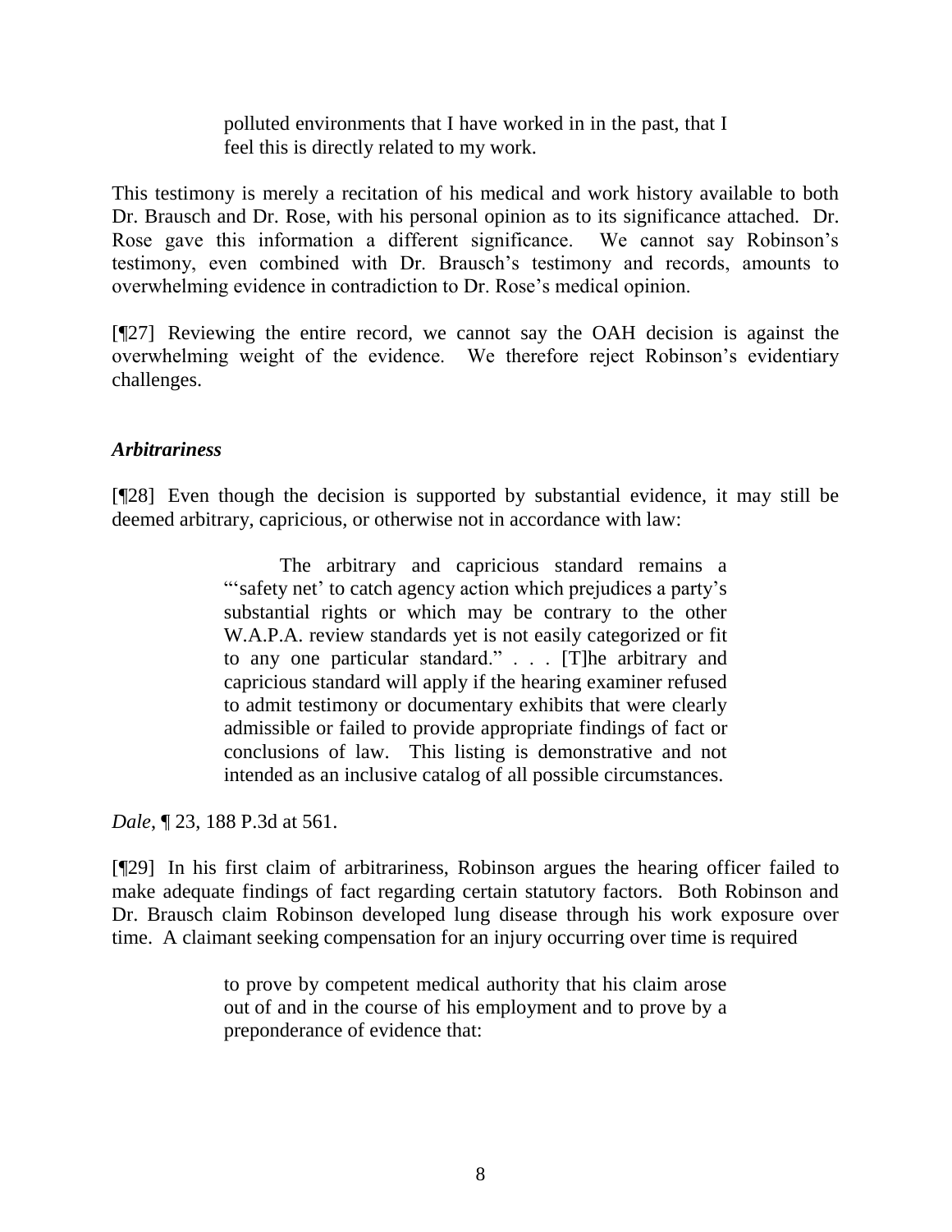> polluted environments that I have worked in in the past, that I feel this is directly related to my work.

This testimony is merely a recitation of his medical and work history available to both Dr. Brausch and Dr. Rose, with his personal opinion as to its significance attached. Dr. Rose gave this information a different significance. We cannot say Robinson's testimony, even combined with Dr. Brausch's testimony and records, amounts to overwhelming evidence in contradiction to Dr. Rose's medical opinion.

[¶27] Reviewing the entire record, we cannot say the OAH decision is against the overwhelming weight of the evidence. We therefore reject Robinson's evidentiary challenges.

### *Arbitrariness*

[¶28] Even though the decision is supported by substantial evidence, it may still be deemed arbitrary, capricious, or otherwise not in accordance with law:

> The arbitrary and capricious standard remains a "'safety net' to catch agency action which prejudices a party's substantial rights or which may be contrary to the other W.A.P.A. review standards yet is not easily categorized or fit to any one particular standard." . . . [T]he arbitrary and capricious standard will apply if the hearing examiner refused to admit testimony or documentary exhibits that were clearly admissible or failed to provide appropriate findings of fact or conclusions of law. This listing is demonstrative and not intended as an inclusive catalog of all possible circumstances.

*Dale*, ¶ 23, 188 P.3d at 561.

[¶29] In his first claim of arbitrariness, Robinson argues the hearing officer failed to make adequate findings of fact regarding certain statutory factors. Both Robinson and Dr. Brausch claim Robinson developed lung disease through his work exposure over time. A claimant seeking compensation for an injury occurring over time is required

> to prove by competent medical authority that his claim arose out of and in the course of his employment and to prove by a preponderance of evidence that: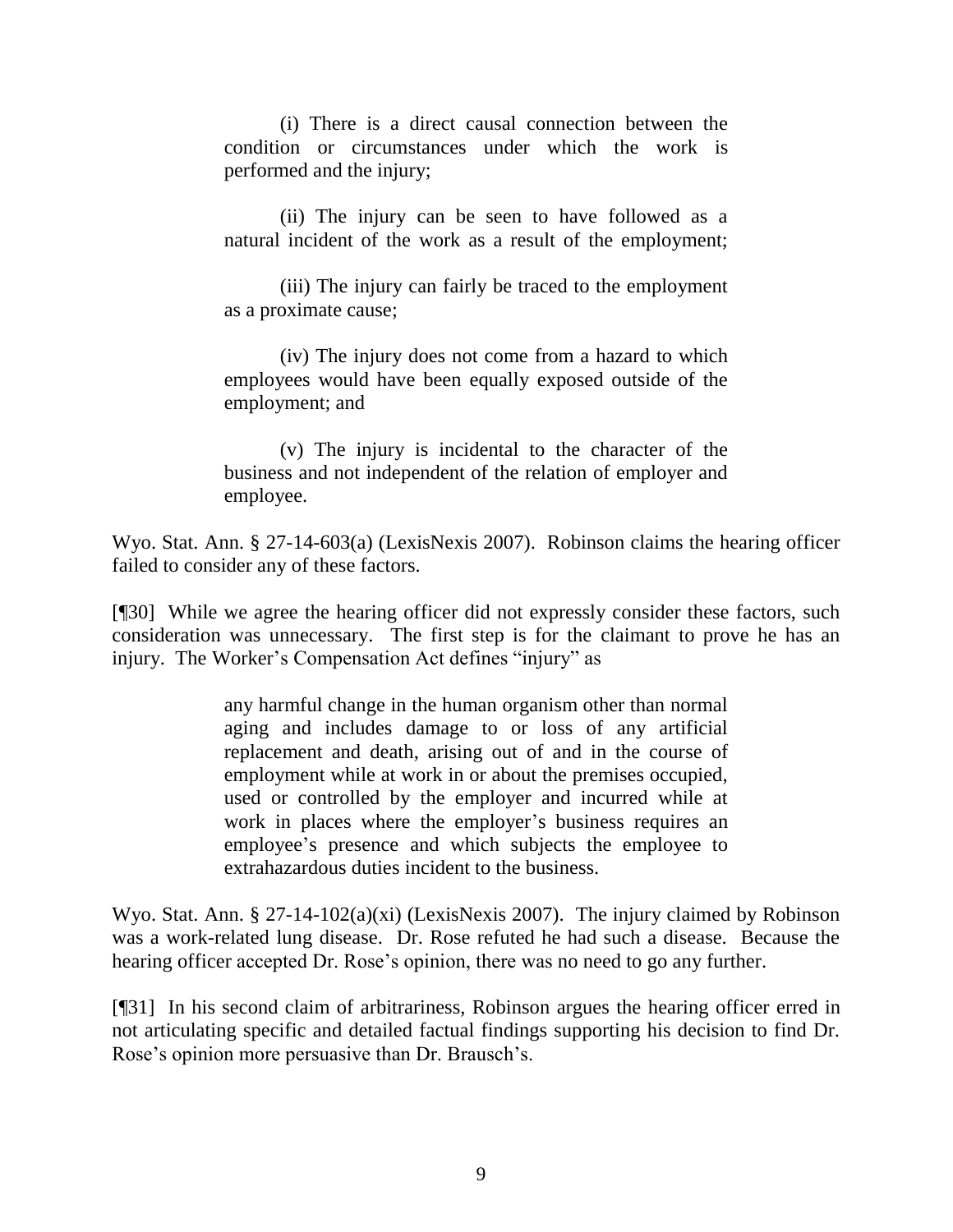> (i) There is a direct causal connection between the condition or circumstances under which the work is performed and the injury;
>
> (ii) The injury can be seen to have followed as a natural incident of the work as a result of the employment;
>
> (iii) The injury can fairly be traced to the employment as a proximate cause;
>
> (iv) The injury does not come from a hazard to which employees would have been equally exposed outside of the employment; and
>
> (v) The injury is incidental to the character of the business and not independent of the relation of employer and employee.

Wyo. Stat. Ann. § 27-14-603(a) (LexisNexis 2007). Robinson claims the hearing officer failed to consider any of these factors.

[¶30] While we agree the hearing officer did not expressly consider these factors, such consideration was unnecessary. The first step is for the claimant to prove he has an injury. The Worker's Compensation Act defines "injury" as

> any harmful change in the human organism other than normal aging and includes damage to or loss of any artificial replacement and death, arising out of and in the course of employment while at work in or about the premises occupied, used or controlled by the employer and incurred while at work in places where the employer's business requires an employee's presence and which subjects the employee to extrahazardous duties incident to the business.

Wyo. Stat. Ann. § 27-14-102(a)(xi) (LexisNexis 2007). The injury claimed by Robinson was a work-related lung disease. Dr. Rose refuted he had such a disease. Because the hearing officer accepted Dr. Rose's opinion, there was no need to go any further.

[¶31] In his second claim of arbitrariness, Robinson argues the hearing officer erred in not articulating specific and detailed factual findings supporting his decision to find Dr. Rose's opinion more persuasive than Dr. Brausch's.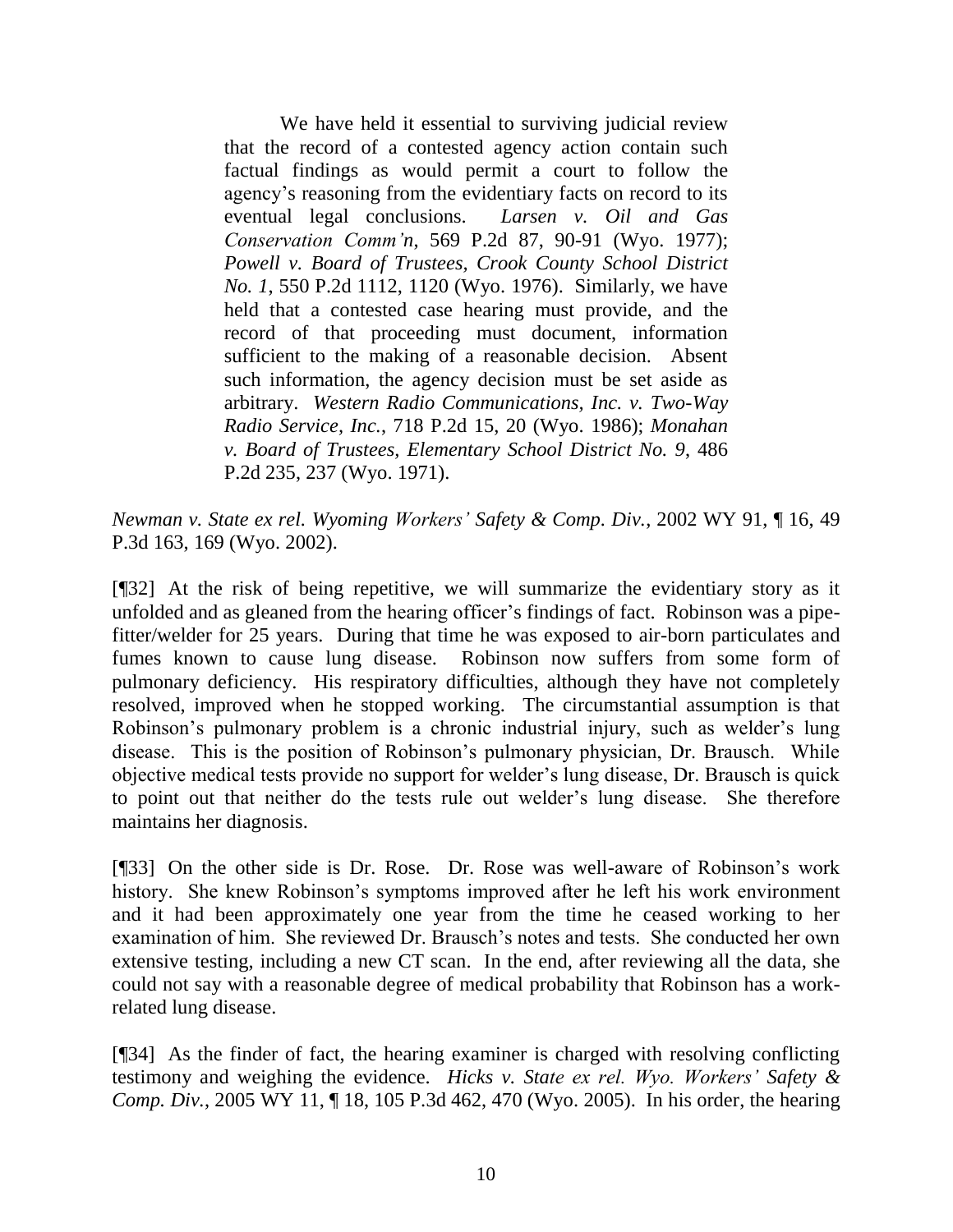> We have held it essential to surviving judicial review that the record of a contested agency action contain such factual findings as would permit a court to follow the agency's reasoning from the evidentiary facts on record to its eventual legal conclusions. *Larsen v. Oil and Gas Conservation Comm'n*, 569 P.2d 87, 90-91 (Wyo. 1977); *Powell v. Board of Trustees, Crook County School District No. 1*, 550 P.2d 1112, 1120 (Wyo. 1976). Similarly, we have held that a contested case hearing must provide, and the record of that proceeding must document, information sufficient to the making of a reasonable decision. Absent such information, the agency decision must be set aside as arbitrary. *Western Radio Communications, Inc. v. Two-Way Radio Service, Inc.*, 718 P.2d 15, 20 (Wyo. 1986); *Monahan v. Board of Trustees, Elementary School District No. 9*, 486 P.2d 235, 237 (Wyo. 1971).

*Newman v. State ex rel. Wyoming Workers' Safety & Comp. Div.*, 2002 WY 91, ¶ 16, 49 P.3d 163, 169 (Wyo. 2002).

[¶32] At the risk of being repetitive, we will summarize the evidentiary story as it unfolded and as gleaned from the hearing officer's findings of fact. Robinson was a pipe-fitter/welder for 25 years. During that time he was exposed to air-born particulates and fumes known to cause lung disease. Robinson now suffers from some form of pulmonary deficiency. His respiratory difficulties, although they have not completely resolved, improved when he stopped working. The circumstantial assumption is that Robinson's pulmonary problem is a chronic industrial injury, such as welder's lung disease. This is the position of Robinson's pulmonary physician, Dr. Brausch. While objective medical tests provide no support for welder's lung disease, Dr. Brausch is quick to point out that neither do the tests rule out welder's lung disease. She therefore maintains her diagnosis.

[¶33] On the other side is Dr. Rose. Dr. Rose was well-aware of Robinson's work history. She knew Robinson's symptoms improved after he left his work environment and it had been approximately one year from the time he ceased working to her examination of him. She reviewed Dr. Brausch's notes and tests. She conducted her own extensive testing, including a new CT scan. In the end, after reviewing all the data, she could not say with a reasonable degree of medical probability that Robinson has a work-related lung disease.

[¶34] As the finder of fact, the hearing examiner is charged with resolving conflicting testimony and weighing the evidence. *Hicks v. State ex rel. Wyo. Workers' Safety & Comp. Div.*, 2005 WY 11, ¶ 18, 105 P.3d 462, 470 (Wyo. 2005). In his order, the hearing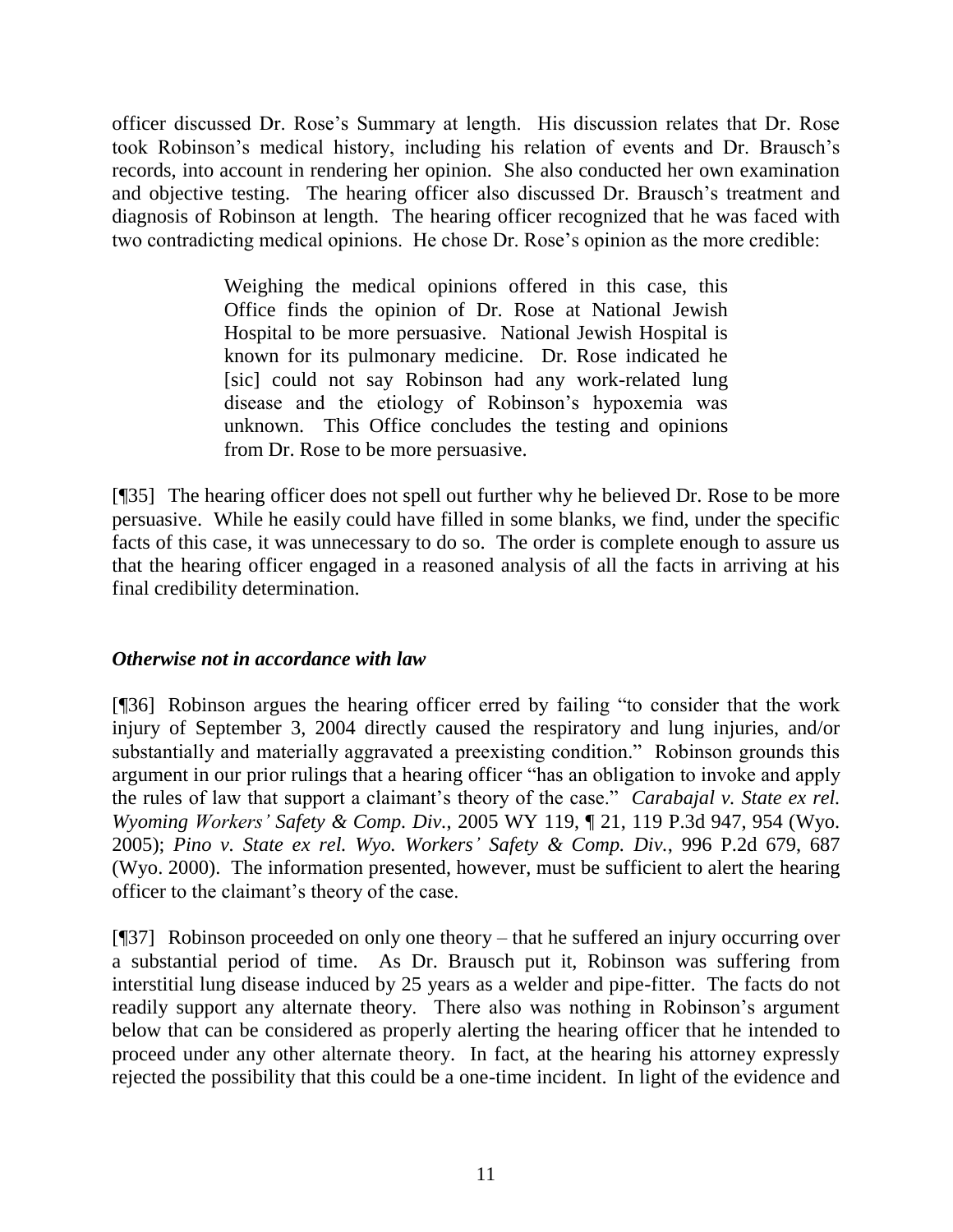officer discussed Dr. Rose's Summary at length. His discussion relates that Dr. Rose took Robinson's medical history, including his relation of events and Dr. Brausch's records, into account in rendering her opinion. She also conducted her own examination and objective testing. The hearing officer also discussed Dr. Brausch's treatment and diagnosis of Robinson at length. The hearing officer recognized that he was faced with two contradicting medical opinions. He chose Dr. Rose's opinion as the more credible:

> Weighing the medical opinions offered in this case, this Office finds the opinion of Dr. Rose at National Jewish Hospital to be more persuasive. National Jewish Hospital is known for its pulmonary medicine. Dr. Rose indicated he [sic] could not say Robinson had any work-related lung disease and the etiology of Robinson's hypoxemia was unknown. This Office concludes the testing and opinions from Dr. Rose to be more persuasive.

[¶35] The hearing officer does not spell out further why he believed Dr. Rose to be more persuasive. While he easily could have filled in some blanks, we find, under the specific facts of this case, it was unnecessary to do so. The order is complete enough to assure us that the hearing officer engaged in a reasoned analysis of all the facts in arriving at his final credibility determination.

### *Otherwise not in accordance with law*

[¶36] Robinson argues the hearing officer erred by failing "to consider that the work injury of September 3, 2004 directly caused the respiratory and lung injuries, and/or substantially and materially aggravated a preexisting condition." Robinson grounds this argument in our prior rulings that a hearing officer "has an obligation to invoke and apply the rules of law that support a claimant's theory of the case." *Carabajal v. State ex rel. Wyoming Workers' Safety & Comp. Div.*, 2005 WY 119, ¶ 21, 119 P.3d 947, 954 (Wyo. 2005); *Pino v. State ex rel. Wyo. Workers' Safety & Comp. Div.*, 996 P.2d 679, 687 (Wyo. 2000). The information presented, however, must be sufficient to alert the hearing officer to the claimant's theory of the case.

[¶37] Robinson proceeded on only one theory – that he suffered an injury occurring over a substantial period of time. As Dr. Brausch put it, Robinson was suffering from interstitial lung disease induced by 25 years as a welder and pipe-fitter. The facts do not readily support any alternate theory. There also was nothing in Robinson's argument below that can be considered as properly alerting the hearing officer that he intended to proceed under any other alternate theory. In fact, at the hearing his attorney expressly rejected the possibility that this could be a one-time incident. In light of the evidence and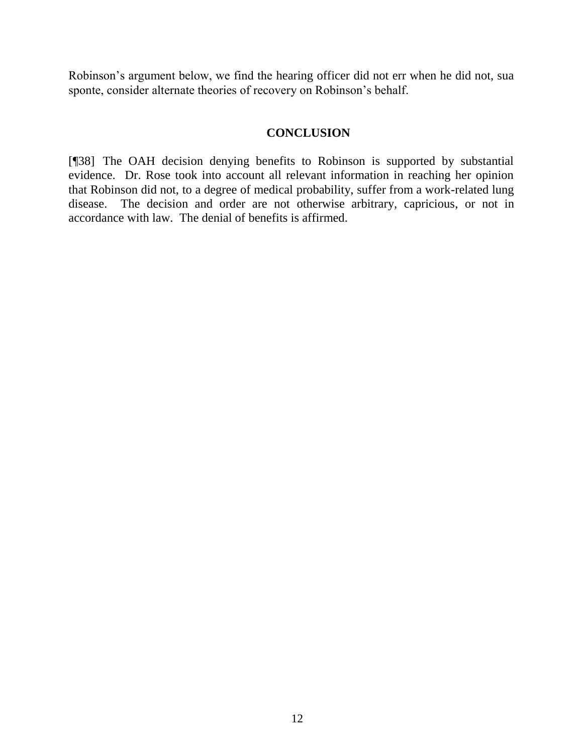Robinson's argument below, we find the hearing officer did not err when he did not, sua sponte, consider alternate theories of recovery on Robinson's behalf.

## CONCLUSION

[¶38] The OAH decision denying benefits to Robinson is supported by substantial evidence. Dr. Rose took into account all relevant information in reaching her opinion that Robinson did not, to a degree of medical probability, suffer from a work-related lung disease. The decision and order are not otherwise arbitrary, capricious, or not in accordance with law. The denial of benefits is affirmed.